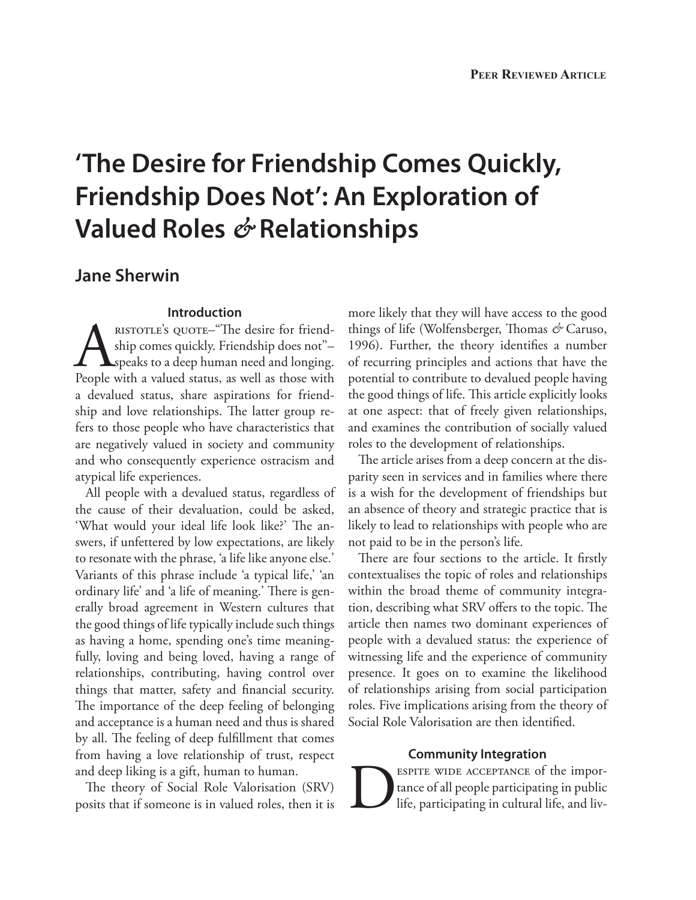# 'The Desire for Friendship Comes Quickly, Friendship Does Not': An Exploration of Valued Roles & Relationships

## Jane Sherwin

### Introduction

Aristotle's quote–"The desire for friendship comes quickly. Friendship does not"–speaks to a deep human need and longing. People with a valued status, as well as those with a devalued status, share aspirations for friendship and love relationships. The latter group refers to those people who have characteristics that are negatively valued in society and community and who consequently experience ostracism and atypical life experiences.

All people with a devalued status, regardless of the cause of their devaluation, could be asked, 'What would your ideal life look like?' The answers, if unfettered by low expectations, are likely to resonate with the phrase, 'a life like anyone else.' Variants of this phrase include 'a typical life,' 'an ordinary life' and 'a life of meaning.' There is generally broad agreement in Western cultures that the good things of life typically include such things as having a home, spending one's time meaningfully, loving and being loved, having a range of relationships, contributing, having control over things that matter, safety and financial security. The importance of the deep feeling of belonging and acceptance is a human need and thus is shared by all. The feeling of deep fulfillment that comes from having a love relationship of trust, respect and deep liking is a gift, human to human.

The theory of Social Role Valorisation (SRV) posits that if someone is in valued roles, then it is more likely that they will have access to the good things of life (Wolfensberger, Thomas & Caruso, 1996). Further, the theory identifies a number of recurring principles and actions that have the potential to contribute to devalued people having the good things of life. This article explicitly looks at one aspect: that of freely given relationships, and examines the contribution of socially valued roles to the development of relationships.

The article arises from a deep concern at the disparity seen in services and in families where there is a wish for the development of friendships but an absence of theory and strategic practice that is likely to lead to relationships with people who are not paid to be in the person's life.

There are four sections to the article. It firstly contextualises the topic of roles and relationships within the broad theme of community integration, describing what SRV offers to the topic. The article then names two dominant experiences of people with a devalued status: the experience of witnessing life and the experience of community presence. It goes on to examine the likelihood of relationships arising from social participation roles. Five implications arising from the theory of Social Role Valorisation are then identified.

### Community Integration

Despite wide acceptance of the importance of all people participating in public life, participating in cultural life, and liv-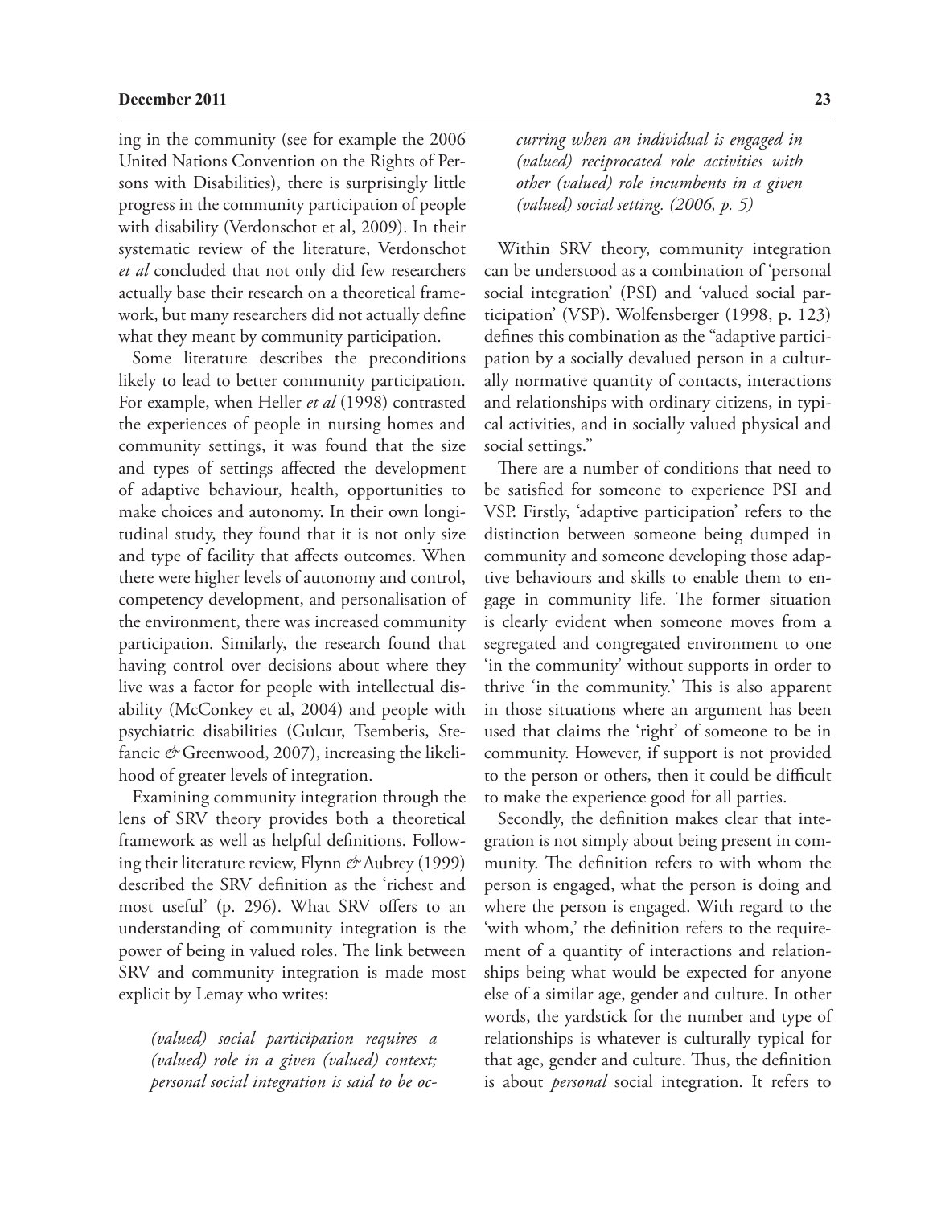ing in the community (see for example the 2006 United Nations Convention on the Rights of Persons with Disabilities), there is surprisingly little progress in the community participation of people with disability (Verdonschot et al, 2009). In their systematic review of the literature, Verdonschot *et al* concluded that not only did few researchers actually base their research on a theoretical framework, but many researchers did not actually define what they meant by community participation.

Some literature describes the preconditions likely to lead to better community participation. For example, when Heller *et al* (1998) contrasted the experiences of people in nursing homes and community settings, it was found that the size and types of settings affected the development of adaptive behaviour, health, opportunities to make choices and autonomy. In their own longitudinal study, they found that it is not only size and type of facility that affects outcomes. When there were higher levels of autonomy and control, competency development, and personalisation of the environment, there was increased community participation. Similarly, the research found that having control over decisions about where they live was a factor for people with intellectual disability (McConkey et al, 2004) and people with psychiatric disabilities (Gulcur, Tsemberis, Stefancic *&* Greenwood, 2007), increasing the likelihood of greater levels of integration.

Examining community integration through the lens of SRV theory provides both a theoretical framework as well as helpful definitions. Following their literature review, Flynn *&* Aubrey (1999) described the SRV definition as the 'richest and most useful' (p. 296). What SRV offers to an understanding of community integration is the power of being in valued roles. The link between SRV and community integration is made most explicit by Lemay who writes:

> *(valued) social participation requires a (valued) role in a given (valued) context; personal social integration is said to be occurring when an individual is engaged in (valued) reciprocated role activities with other (valued) role incumbents in a given (valued) social setting. (2006, p. 5)*

Within SRV theory, community integration can be understood as a combination of 'personal social integration' (PSI) and 'valued social participation' (VSP). Wolfensberger (1998, p. 123) defines this combination as the "adaptive participation by a socially devalued person in a culturally normative quantity of contacts, interactions and relationships with ordinary citizens, in typical activities, and in socially valued physical and social settings."

There are a number of conditions that need to be satisfied for someone to experience PSI and VSP. Firstly, 'adaptive participation' refers to the distinction between someone being dumped in community and someone developing those adaptive behaviours and skills to enable them to engage in community life. The former situation is clearly evident when someone moves from a segregated and congregated environment to one 'in the community' without supports in order to thrive 'in the community.' This is also apparent in those situations where an argument has been used that claims the 'right' of someone to be in community. However, if support is not provided to the person or others, then it could be difficult to make the experience good for all parties.

Secondly, the definition makes clear that integration is not simply about being present in community. The definition refers to with whom the person is engaged, what the person is doing and where the person is engaged. With regard to the 'with whom,' the definition refers to the requirement of a quantity of interactions and relationships being what would be expected for anyone else of a similar age, gender and culture. In other words, the yardstick for the number and type of relationships is whatever is culturally typical for that age, gender and culture. Thus, the definition is about *personal* social integration. It refers to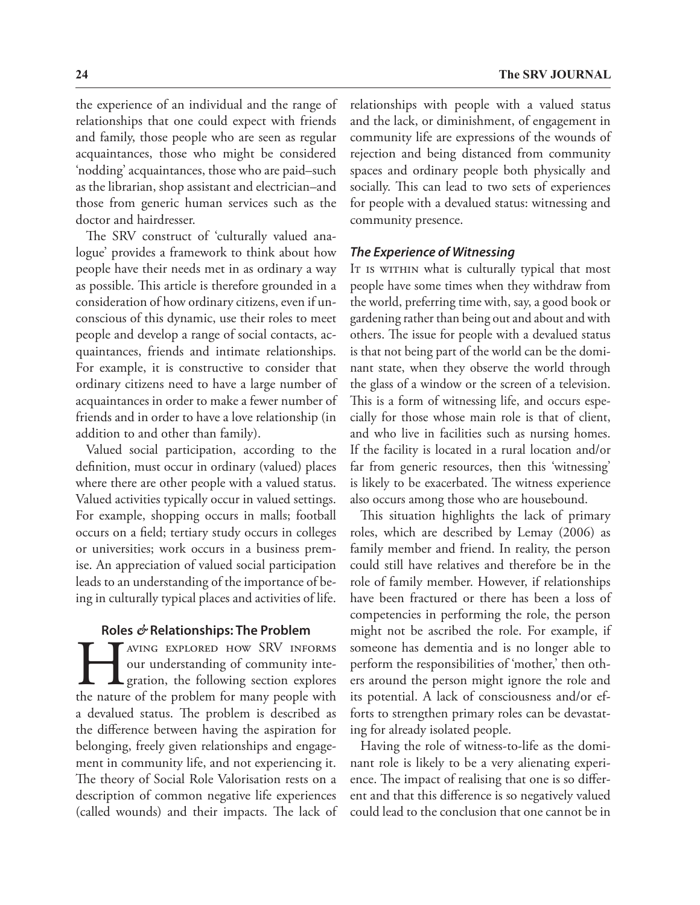the experience of an individual and the range of relationships that one could expect with friends and family, those people who are seen as regular acquaintances, those who might be considered 'nodding' acquaintances, those who are paid–such as the librarian, shop assistant and electrician–and those from generic human services such as the doctor and hairdresser.

The SRV construct of 'culturally valued analogue' provides a framework to think about how people have their needs met in as ordinary a way as possible. This article is therefore grounded in a consideration of how ordinary citizens, even if unconscious of this dynamic, use their roles to meet people and develop a range of social contacts, acquaintances, friends and intimate relationships. For example, it is constructive to consider that ordinary citizens need to have a large number of acquaintances in order to make a fewer number of friends and in order to have a love relationship (in addition to and other than family).

Valued social participation, according to the definition, must occur in ordinary (valued) places where there are other people with a valued status. Valued activities typically occur in valued settings. For example, shopping occurs in malls; football occurs on a field; tertiary study occurs in colleges or universities; work occurs in a business premise. An appreciation of valued social participation leads to an understanding of the importance of being in culturally typical places and activities of life.

## Roles & Relationships: The Problem

Having explored how SRV informs our understanding of community integration, the following section explores the nature of the problem for many people with a devalued status. The problem is described as the difference between having the aspiration for belonging, freely given relationships and engagement in community life, and not experiencing it. The theory of Social Role Valorisation rests on a description of common negative life experiences (called wounds) and their impacts. The lack of relationships with people with a valued status and the lack, or diminishment, of engagement in community life are expressions of the wounds of rejection and being distanced from community spaces and ordinary people both physically and socially. This can lead to two sets of experiences for people with a devalued status: witnessing and community presence.

### *The Experience of Witnessing*

It is within what is culturally typical that most people have some times when they withdraw from the world, preferring time with, say, a good book or gardening rather than being out and about and with others. The issue for people with a devalued status is that not being part of the world can be the dominant state, when they observe the world through the glass of a window or the screen of a television. This is a form of witnessing life, and occurs especially for those whose main role is that of client, and who live in facilities such as nursing homes. If the facility is located in a rural location and/or far from generic resources, then this 'witnessing' is likely to be exacerbated. The witness experience also occurs among those who are housebound.

This situation highlights the lack of primary roles, which are described by Lemay (2006) as family member and friend. In reality, the person could still have relatives and therefore be in the role of family member. However, if relationships have been fractured or there has been a loss of competencies in performing the role, the person might not be ascribed the role. For example, if someone has dementia and is no longer able to perform the responsibilities of 'mother,' then others around the person might ignore the role and its potential. A lack of consciousness and/or efforts to strengthen primary roles can be devastating for already isolated people.

Having the role of witness-to-life as the dominant role is likely to be a very alienating experience. The impact of realising that one is so different and that this difference is so negatively valued could lead to the conclusion that one cannot be in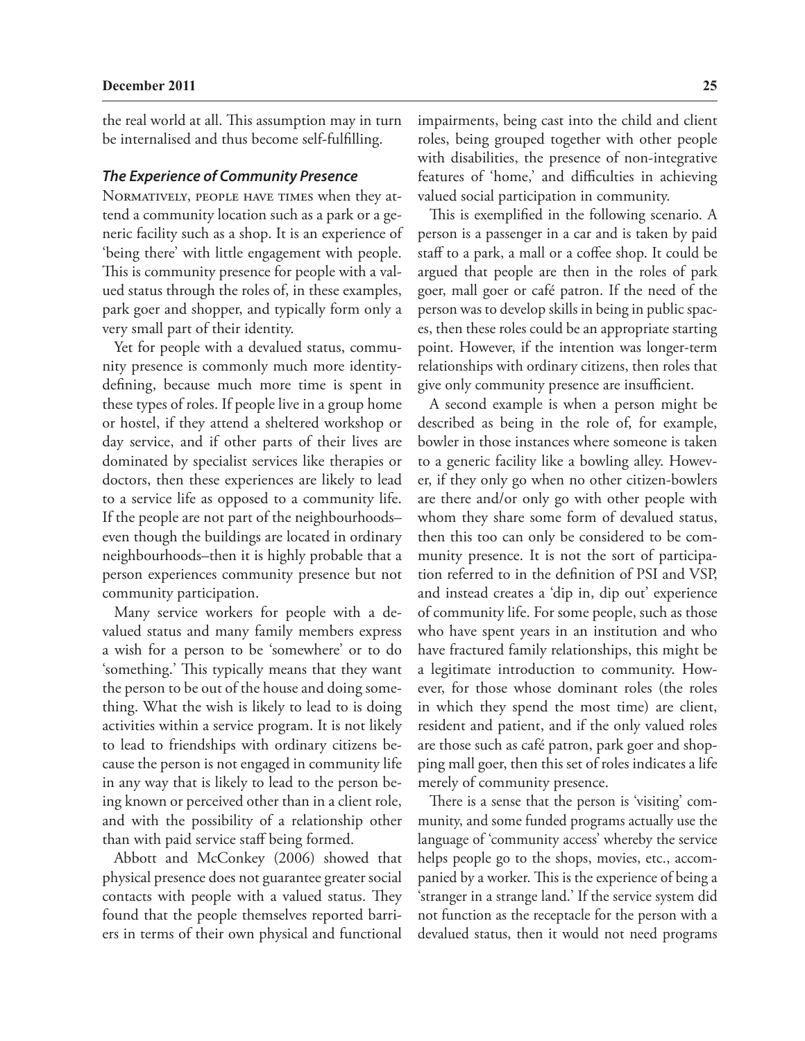the real world at all. This assumption may in turn be internalised and thus become self-fulfilling.

### *The Experience of Community Presence*

Normatively, people have times when they attend a community location such as a park or a generic facility such as a shop. It is an experience of 'being there' with little engagement with people. This is community presence for people with a valued status through the roles of, in these examples, park goer and shopper, and typically form only a very small part of their identity.

Yet for people with a devalued status, community presence is commonly much more identity-defining, because much more time is spent in these types of roles. If people live in a group home or hostel, if they attend a sheltered workshop or day service, and if other parts of their lives are dominated by specialist services like therapies or doctors, then these experiences are likely to lead to a service life as opposed to a community life. If the people are not part of the neighbourhoods–even though the buildings are located in ordinary neighbourhoods–then it is highly probable that a person experiences community presence but not community participation.

Many service workers for people with a devalued status and many family members express a wish for a person to be 'somewhere' or to do 'something.' This typically means that they want the person to be out of the house and doing something. What the wish is likely to lead to is doing activities within a service program. It is not likely to lead to friendships with ordinary citizens because the person is not engaged in community life in any way that is likely to lead to the person being known or perceived other than in a client role, and with the possibility of a relationship other than with paid service staff being formed.

Abbott and McConkey (2006) showed that physical presence does not guarantee greater social contacts with people with a valued status. They found that the people themselves reported barriers in terms of their own physical and functional impairments, being cast into the child and client roles, being grouped together with other people with disabilities, the presence of non-integrative features of 'home,' and difficulties in achieving valued social participation in community.

This is exemplified in the following scenario. A person is a passenger in a car and is taken by paid staff to a park, a mall or a coffee shop. It could be argued that people are then in the roles of park goer, mall goer or café patron. If the need of the person was to develop skills in being in public spaces, then these roles could be an appropriate starting point. However, if the intention was longer-term relationships with ordinary citizens, then roles that give only community presence are insufficient.

A second example is when a person might be described as being in the role of, for example, bowler in those instances where someone is taken to a generic facility like a bowling alley. However, if they only go when no other citizen-bowlers are there and/or only go with other people with whom they share some form of devalued status, then this too can only be considered to be community presence. It is not the sort of participation referred to in the definition of PSI and VSP, and instead creates a 'dip in, dip out' experience of community life. For some people, such as those who have spent years in an institution and who have fractured family relationships, this might be a legitimate introduction to community. However, for those whose dominant roles (the roles in which they spend the most time) are client, resident and patient, and if the only valued roles are those such as café patron, park goer and shopping mall goer, then this set of roles indicates a life merely of community presence.

There is a sense that the person is 'visiting' community, and some funded programs actually use the language of 'community access' whereby the service helps people go to the shops, movies, etc., accompanied by a worker. This is the experience of being a 'stranger in a strange land.' If the service system did not function as the receptacle for the person with a devalued status, then it would not need programs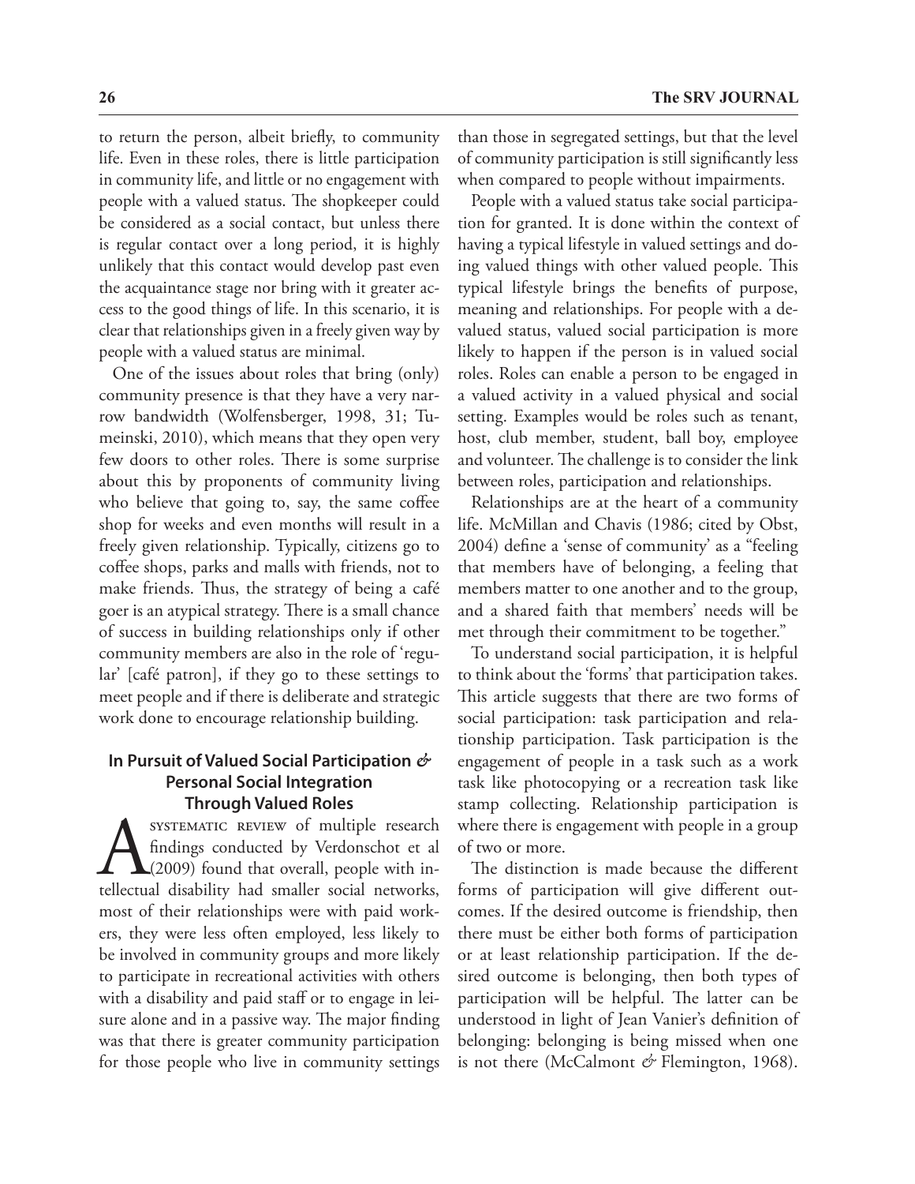to return the person, albeit briefly, to community life. Even in these roles, there is little participation in community life, and little or no engagement with people with a valued status. The shopkeeper could be considered as a social contact, but unless there is regular contact over a long period, it is highly unlikely that this contact would develop past even the acquaintance stage nor bring with it greater access to the good things of life. In this scenario, it is clear that relationships given in a freely given way by people with a valued status are minimal.

One of the issues about roles that bring (only) community presence is that they have a very narrow bandwidth (Wolfensberger, 1998, 31; Tumeinski, 2010), which means that they open very few doors to other roles. There is some surprise about this by proponents of community living who believe that going to, say, the same coffee shop for weeks and even months will result in a freely given relationship. Typically, citizens go to coffee shops, parks and malls with friends, not to make friends. Thus, the strategy of being a café goer is an atypical strategy. There is a small chance of success in building relationships only if other community members are also in the role of 'regular' [café patron], if they go to these settings to meet people and if there is deliberate and strategic work done to encourage relationship building.

## In Pursuit of Valued Social Participation & Personal Social Integration Through Valued Roles

A systematic review of multiple research findings conducted by Verdonschot et al (2009) found that overall, people with intellectual disability had smaller social networks, most of their relationships were with paid workers, they were less often employed, less likely to be involved in community groups and more likely to participate in recreational activities with others with a disability and paid staff or to engage in leisure alone and in a passive way. The major finding was that there is greater community participation for those people who live in community settings than those in segregated settings, but that the level of community participation is still significantly less when compared to people without impairments.

People with a valued status take social participation for granted. It is done within the context of having a typical lifestyle in valued settings and doing valued things with other valued people. This typical lifestyle brings the benefits of purpose, meaning and relationships. For people with a devalued status, valued social participation is more likely to happen if the person is in valued social roles. Roles can enable a person to be engaged in a valued activity in a valued physical and social setting. Examples would be roles such as tenant, host, club member, student, ball boy, employee and volunteer. The challenge is to consider the link between roles, participation and relationships.

Relationships are at the heart of a community life. McMillan and Chavis (1986; cited by Obst, 2004) define a 'sense of community' as a "feeling that members have of belonging, a feeling that members matter to one another and to the group, and a shared faith that members' needs will be met through their commitment to be together."

To understand social participation, it is helpful to think about the 'forms' that participation takes. This article suggests that there are two forms of social participation: task participation and relationship participation. Task participation is the engagement of people in a task such as a work task like photocopying or a recreation task like stamp collecting. Relationship participation is where there is engagement with people in a group of two or more.

The distinction is made because the different forms of participation will give different outcomes. If the desired outcome is friendship, then there must be either both forms of participation or at least relationship participation. If the desired outcome is belonging, then both types of participation will be helpful. The latter can be understood in light of Jean Vanier's definition of belonging: belonging is being missed when one is not there (McCalmont & Flemington, 1968).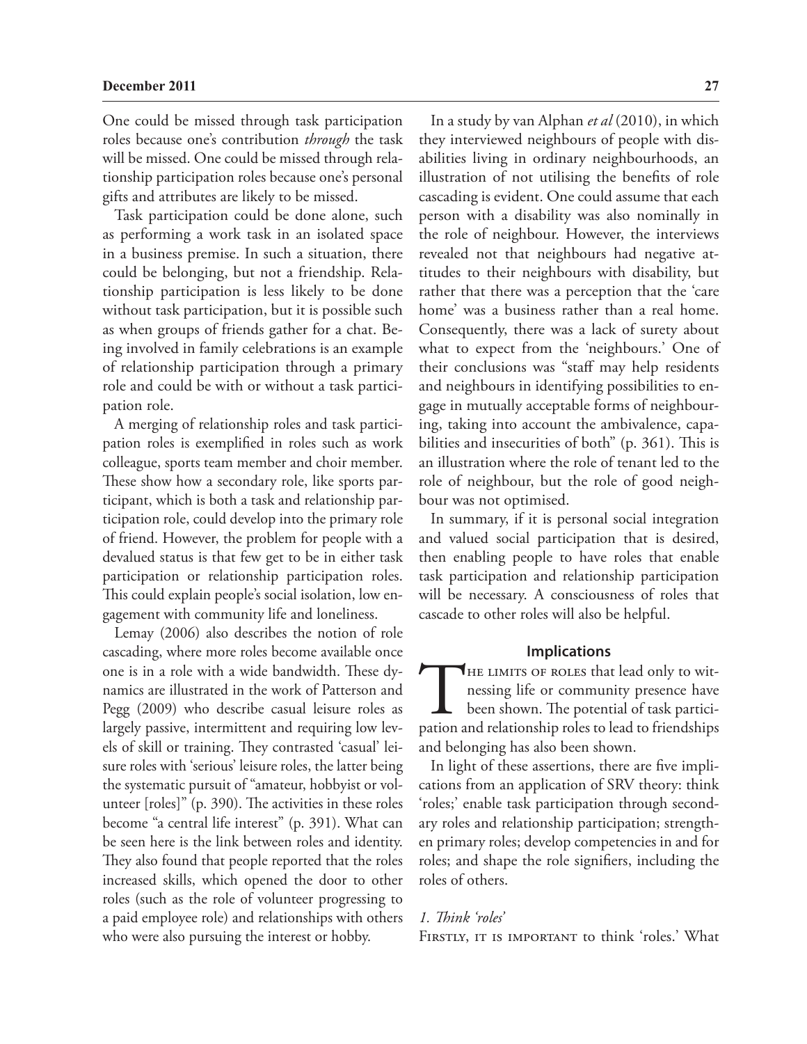One could be missed through task participation roles because one's contribution *through* the task will be missed. One could be missed through relationship participation roles because one's personal gifts and attributes are likely to be missed.

Task participation could be done alone, such as performing a work task in an isolated space in a business premise. In such a situation, there could be belonging, but not a friendship. Relationship participation is less likely to be done without task participation, but it is possible such as when groups of friends gather for a chat. Being involved in family celebrations is an example of relationship participation through a primary role and could be with or without a task participation role.

A merging of relationship roles and task participation roles is exemplified in roles such as work colleague, sports team member and choir member. These show how a secondary role, like sports participant, which is both a task and relationship participation role, could develop into the primary role of friend. However, the problem for people with a devalued status is that few get to be in either task participation or relationship participation roles. This could explain people's social isolation, low engagement with community life and loneliness.

Lemay (2006) also describes the notion of role cascading, where more roles become available once one is in a role with a wide bandwidth. These dynamics are illustrated in the work of Patterson and Pegg (2009) who describe casual leisure roles as largely passive, intermittent and requiring low levels of skill or training. They contrasted 'casual' leisure roles with 'serious' leisure roles, the latter being the systematic pursuit of "amateur, hobbyist or volunteer [roles]" (p. 390). The activities in these roles become "a central life interest" (p. 391). What can be seen here is the link between roles and identity. They also found that people reported that the roles increased skills, which opened the door to other roles (such as the role of volunteer progressing to a paid employee role) and relationships with others who were also pursuing the interest or hobby.

In a study by van Alphan *et al* (2010), in which they interviewed neighbours of people with disabilities living in ordinary neighbourhoods, an illustration of not utilising the benefits of role cascading is evident. One could assume that each person with a disability was also nominally in the role of neighbour. However, the interviews revealed not that neighbours had negative attitudes to their neighbours with disability, but rather that there was a perception that the 'care home' was a business rather than a real home. Consequently, there was a lack of surety about what to expect from the 'neighbours.' One of their conclusions was "staff may help residents and neighbours in identifying possibilities to engage in mutually acceptable forms of neighbouring, taking into account the ambivalence, capabilities and insecurities of both" (p. 361). This is an illustration where the role of tenant led to the role of neighbour, but the role of good neighbour was not optimised.

In summary, if it is personal social integration and valued social participation that is desired, then enabling people to have roles that enable task participation and relationship participation will be necessary. A consciousness of roles that cascade to other roles will also be helpful.

## Implications

The limits of roles that lead only to witnessing life or community presence have been shown. The potential of task participation and relationship roles to lead to friendships and belonging has also been shown.

In light of these assertions, there are five implications from an application of SRV theory: think 'roles;' enable task participation through secondary roles and relationship participation; strengthen primary roles; develop competencies in and for roles; and shape the role signifiers, including the roles of others.

### *1. Think 'roles'*

Firstly, it is important to think 'roles.' What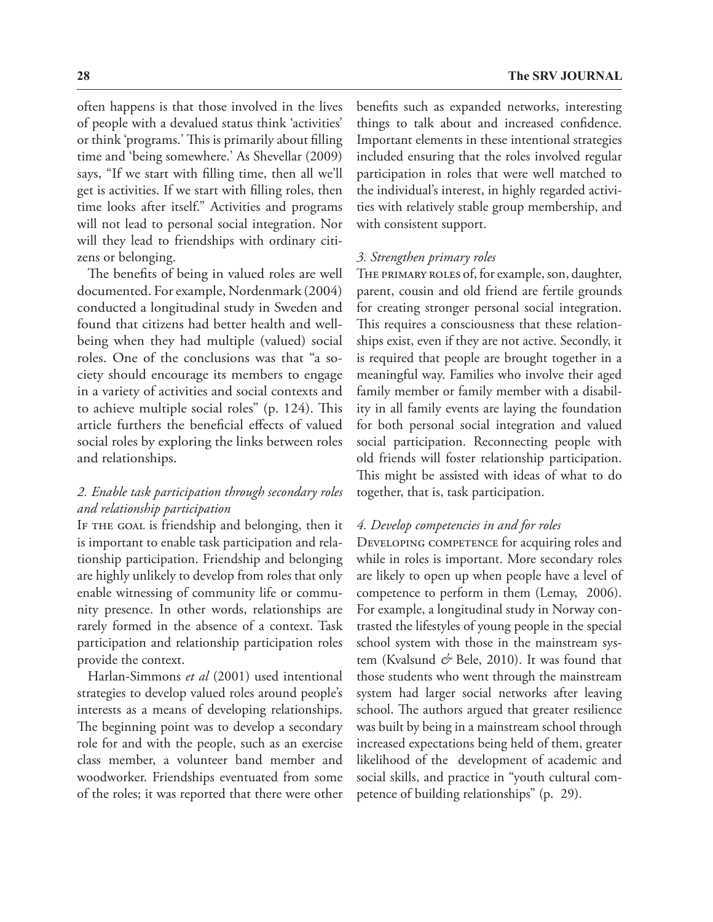often happens is that those involved in the lives of people with a devalued status think 'activities' or think 'programs.' This is primarily about filling time and 'being somewhere.' As Shevellar (2009) says, "If we start with filling time, then all we'll get is activities. If we start with filling roles, then time looks after itself." Activities and programs will not lead to personal social integration. Nor will they lead to friendships with ordinary citizens or belonging.

The benefits of being in valued roles are well documented. For example, Nordenmark (2004) conducted a longitudinal study in Sweden and found that citizens had better health and wellbeing when they had multiple (valued) social roles. One of the conclusions was that "a society should encourage its members to engage in a variety of activities and social contexts and to achieve multiple social roles" (p. 124). This article furthers the beneficial effects of valued social roles by exploring the links between roles and relationships.

### *2. Enable task participation through secondary roles and relationship participation*

If the goal is friendship and belonging, then it is important to enable task participation and relationship participation. Friendship and belonging are highly unlikely to develop from roles that only enable witnessing of community life or community presence. In other words, relationships are rarely formed in the absence of a context. Task participation and relationship participation roles provide the context.

Harlan-Simmons *et al* (2001) used intentional strategies to develop valued roles around people's interests as a means of developing relationships. The beginning point was to develop a secondary role for and with the people, such as an exercise class member, a volunteer band member and woodworker. Friendships eventuated from some of the roles; it was reported that there were other benefits such as expanded networks, interesting things to talk about and increased confidence. Important elements in these intentional strategies included ensuring that the roles involved regular participation in roles that were well matched to the individual's interest, in highly regarded activities with relatively stable group membership, and with consistent support.

### *3. Strengthen primary roles*

The primary roles of, for example, son, daughter, parent, cousin and old friend are fertile grounds for creating stronger personal social integration. This requires a consciousness that these relationships exist, even if they are not active. Secondly, it is required that people are brought together in a meaningful way. Families who involve their aged family member or family member with a disability in all family events are laying the foundation for both personal social integration and valued social participation. Reconnecting people with old friends will foster relationship participation. This might be assisted with ideas of what to do together, that is, task participation.

### *4. Develop competencies in and for roles*

Developing competence for acquiring roles and while in roles is important. More secondary roles are likely to open up when people have a level of competence to perform in them (Lemay, 2006). For example, a longitudinal study in Norway contrasted the lifestyles of young people in the special school system with those in the mainstream system (Kvalsund *&* Bele, 2010). It was found that those students who went through the mainstream system had larger social networks after leaving school. The authors argued that greater resilience was built by being in a mainstream school through increased expectations being held of them, greater likelihood of the development of academic and social skills, and practice in "youth cultural competence of building relationships" (p. 29).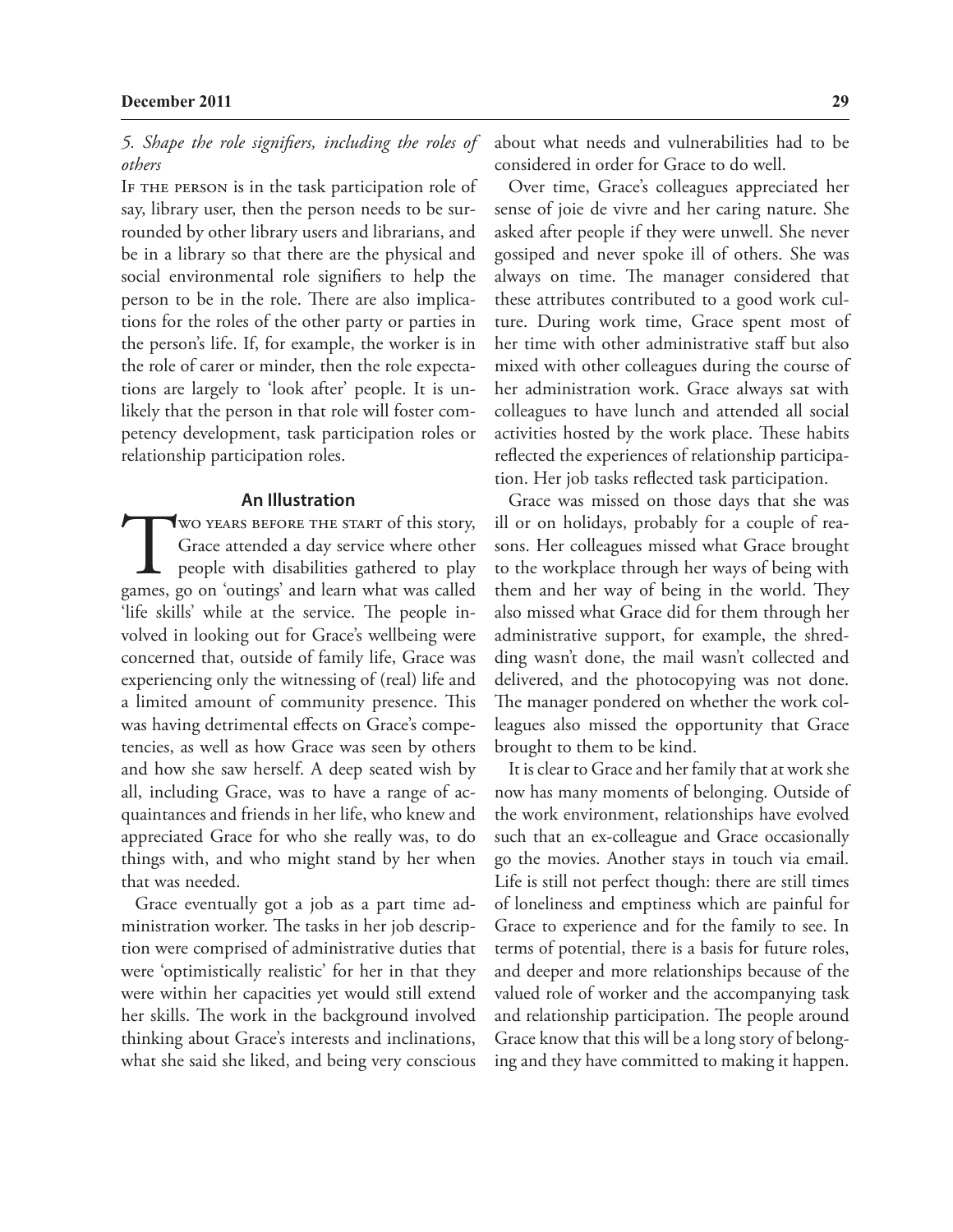*5. Shape the role signifiers, including the roles of others*

If the person is in the task participation role of say, library user, then the person needs to be surrounded by other library users and librarians, and be in a library so that there are the physical and social environmental role signifiers to help the person to be in the role. There are also implications for the roles of the other party or parties in the person's life. If, for example, the worker is in the role of carer or minder, then the role expectations are largely to 'look after' people. It is unlikely that the person in that role will foster competency development, task participation roles or relationship participation roles.

## An Illustration

Two years before the start of this story, Grace attended a day service where other people with disabilities gathered to play games, go on 'outings' and learn what was called 'life skills' while at the service. The people involved in looking out for Grace's wellbeing were concerned that, outside of family life, Grace was experiencing only the witnessing of (real) life and a limited amount of community presence. This was having detrimental effects on Grace's competencies, as well as how Grace was seen by others and how she saw herself. A deep seated wish by all, including Grace, was to have a range of acquaintances and friends in her life, who knew and appreciated Grace for who she really was, to do things with, and who might stand by her when that was needed.

Grace eventually got a job as a part time administration worker. The tasks in her job description were comprised of administrative duties that were 'optimistically realistic' for her in that they were within her capacities yet would still extend her skills. The work in the background involved thinking about Grace's interests and inclinations, what she said she liked, and being very conscious about what needs and vulnerabilities had to be considered in order for Grace to do well.

Over time, Grace's colleagues appreciated her sense of joie de vivre and her caring nature. She asked after people if they were unwell. She never gossiped and never spoke ill of others. She was always on time. The manager considered that these attributes contributed to a good work culture. During work time, Grace spent most of her time with other administrative staff but also mixed with other colleagues during the course of her administration work. Grace always sat with colleagues to have lunch and attended all social activities hosted by the work place. These habits reflected the experiences of relationship participation. Her job tasks reflected task participation.

Grace was missed on those days that she was ill or on holidays, probably for a couple of reasons. Her colleagues missed what Grace brought to the workplace through her ways of being with them and her way of being in the world. They also missed what Grace did for them through her administrative support, for example, the shredding wasn't done, the mail wasn't collected and delivered, and the photocopying was not done. The manager pondered on whether the work colleagues also missed the opportunity that Grace brought to them to be kind.

It is clear to Grace and her family that at work she now has many moments of belonging. Outside of the work environment, relationships have evolved such that an ex-colleague and Grace occasionally go the movies. Another stays in touch via email. Life is still not perfect though: there are still times of loneliness and emptiness which are painful for Grace to experience and for the family to see. In terms of potential, there is a basis for future roles, and deeper and more relationships because of the valued role of worker and the accompanying task and relationship participation. The people around Grace know that this will be a long story of belonging and they have committed to making it happen.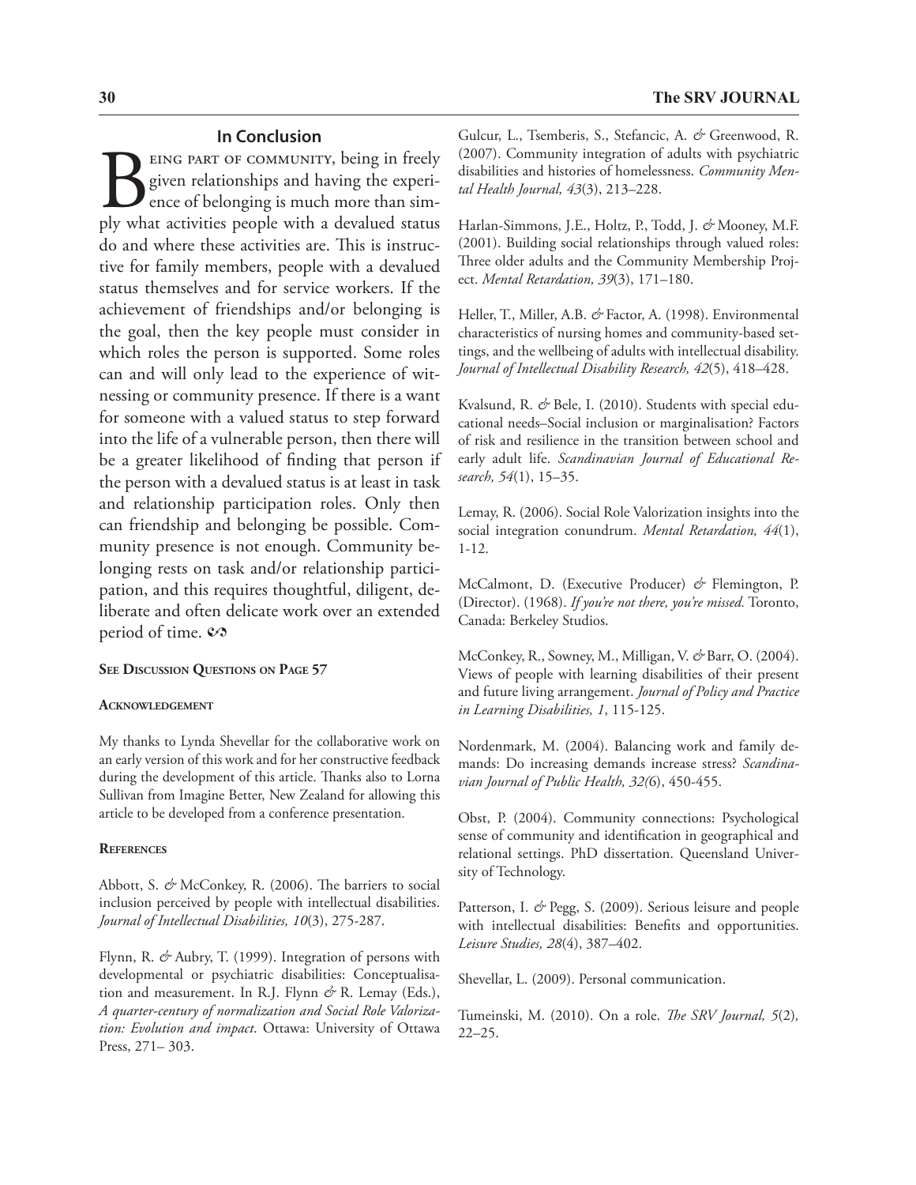## In Conclusion

Being part of community, being in freely given relationships and having the experience of belonging is much more than simply what activities people with a devalued status do and where these activities are. This is instructive for family members, people with a devalued status themselves and for service workers. If the achievement of friendships and/or belonging is the goal, then the key people must consider in which roles the person is supported. Some roles can and will only lead to the experience of witnessing or community presence. If there is a want for someone with a valued status to step forward into the life of a vulnerable person, then there will be a greater likelihood of finding that person if the person with a devalued status is at least in task and relationship participation roles. Only then can friendship and belonging be possible. Community presence is not enough. Community belonging rests on task and/or relationship participation, and this requires thoughtful, diligent, deliberate and often delicate work over an extended period of time. ☙

**See Discussion Questions on Page 57**

**Acknowledgement**

My thanks to Lynda Shevellar for the collaborative work on an early version of this work and for her constructive feedback during the development of this article. Thanks also to Lorna Sullivan from Imagine Better, New Zealand for allowing this article to be developed from a conference presentation.

**References**

Abbott, S. & McConkey, R. (2006). The barriers to social inclusion perceived by people with intellectual disabilities. *Journal of Intellectual Disabilities, 10*(3), 275-287.

Flynn, R. & Aubry, T. (1999). Integration of persons with developmental or psychiatric disabilities: Conceptualisation and measurement. In R.J. Flynn & R. Lemay (Eds.), *A quarter-century of normalization and Social Role Valorization: Evolution and impact*. Ottawa: University of Ottawa Press, 271– 303.

Gulcur, L., Tsemberis, S., Stefancic, A. & Greenwood, R. (2007). Community integration of adults with psychiatric disabilities and histories of homelessness. *Community Mental Health Journal, 43*(3), 213–228.

Harlan-Simmons, J.E., Holtz, P., Todd, J. & Mooney, M.F. (2001). Building social relationships through valued roles: Three older adults and the Community Membership Project. *Mental Retardation, 39*(3), 171–180.

Heller, T., Miller, A.B. & Factor, A. (1998). Environmental characteristics of nursing homes and community-based settings, and the wellbeing of adults with intellectual disability. *Journal of Intellectual Disability Research, 42*(5), 418–428.

Kvalsund, R. & Bele, I. (2010). Students with special educational needs–Social inclusion or marginalisation? Factors of risk and resilience in the transition between school and early adult life. *Scandinavian Journal of Educational Research, 54*(1), 15–35.

Lemay, R. (2006). Social Role Valorization insights into the social integration conundrum. *Mental Retardation, 44*(1), 1-12.

McCalmont, D. (Executive Producer) & Flemington, P. (Director). (1968). *If you're not there, you're missed.* Toronto, Canada: Berkeley Studios.

McConkey, R., Sowney, M., Milligan, V. & Barr, O. (2004). Views of people with learning disabilities of their present and future living arrangement. *Journal of Policy and Practice in Learning Disabilities, 1*, 115-125.

Nordenmark, M. (2004). Balancing work and family demands: Do increasing demands increase stress? *Scandinavian Journal of Public Health, 32(*6), 450-455.

Obst, P. (2004). Community connections: Psychological sense of community and identification in geographical and relational settings. PhD dissertation. Queensland University of Technology.

Patterson, I. & Pegg, S. (2009). Serious leisure and people with intellectual disabilities: Benefits and opportunities. *Leisure Studies, 28*(4), 387–402.

Shevellar, L. (2009). Personal communication.

Tumeinski, M. (2010). On a role. *The SRV Journal, 5*(2), 22–25.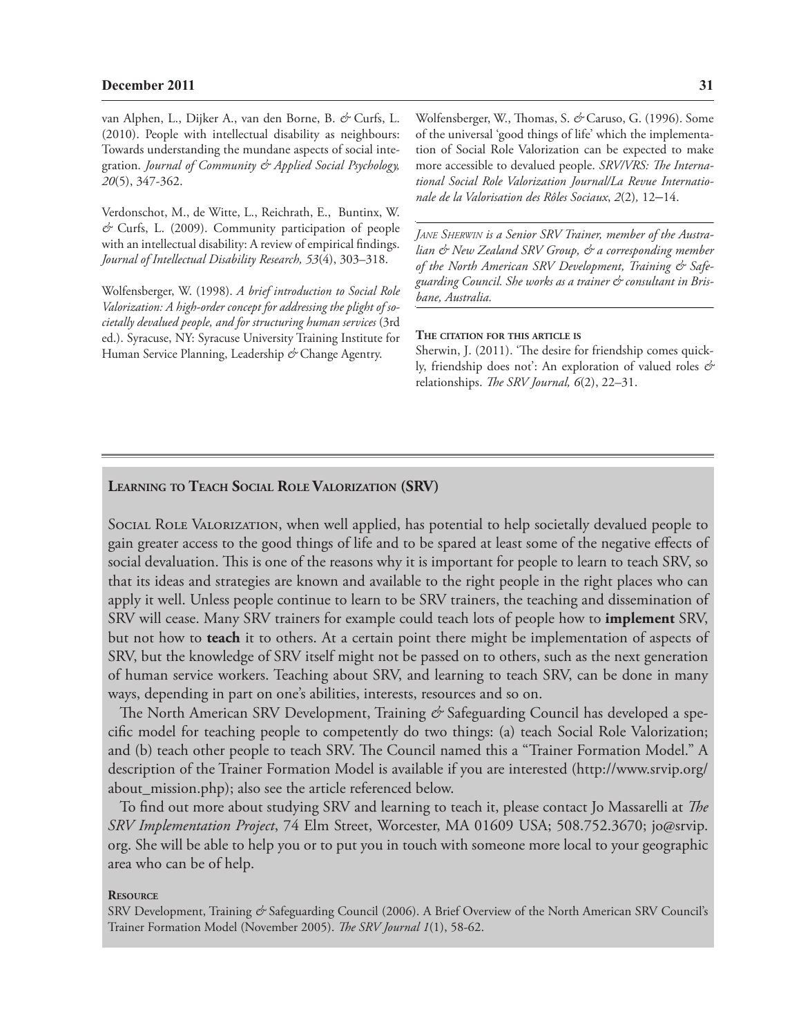van Alphen, L., Dijker A., van den Borne, B. & Curfs, L. (2010). People with intellectual disability as neighbours: Towards understanding the mundane aspects of social integration. *Journal of Community & Applied Social Psychology, 20*(5), 347-362.

Verdonschot, M., de Witte, L., Reichrath, E., Buntinx, W. & Curfs, L. (2009). Community participation of people with an intellectual disability: A review of empirical findings. *Journal of Intellectual Disability Research, 53*(4), 303–318.

Wolfensberger, W. (1998). *A brief introduction to Social Role Valorization: A high-order concept for addressing the plight of societally devalued people, and for structuring human services* (3rd ed.). Syracuse, NY: Syracuse University Training Institute for Human Service Planning, Leadership & Change Agentry.

Wolfensberger, W., Thomas, S. & Caruso, G. (1996). Some of the universal 'good things of life' which the implementation of Social Role Valorization can be expected to make more accessible to devalued people. *SRV/VRS: The International Social Role Valorization Journal/La Revue Internationale de la Valorisation des Rôles Sociaux*, *2*(2), 12–14.

---

*Jane Sherwin is a Senior SRV Trainer, member of the Australian & New Zealand SRV Group, & a corresponding member of the North American SRV Development, Training & Safeguarding Council. She works as a trainer & consultant in Brisbane, Australia.*

---

**The citation for this article is**

Sherwin, J. (2011). 'The desire for friendship comes quickly, friendship does not': An exploration of valued roles & relationships. *The SRV Journal, 6*(2), 22–31.

---

## Learning to Teach Social Role Valorization (SRV)

Social Role Valorization, when well applied, has potential to help societally devalued people to gain greater access to the good things of life and to be spared at least some of the negative effects of social devaluation. This is one of the reasons why it is important for people to learn to teach SRV, so that its ideas and strategies are known and available to the right people in the right places who can apply it well. Unless people continue to learn to be SRV trainers, the teaching and dissemination of SRV will cease. Many SRV trainers for example could teach lots of people how to **implement** SRV, but not how to **teach** it to others. At a certain point there might be implementation of aspects of SRV, but the knowledge of SRV itself might not be passed on to others, such as the next generation of human service workers. Teaching about SRV, and learning to teach SRV, can be done in many ways, depending in part on one's abilities, interests, resources and so on.

The North American SRV Development, Training & Safeguarding Council has developed a specific model for teaching people to competently do two things: (a) teach Social Role Valorization; and (b) teach other people to teach SRV. The Council named this a "Trainer Formation Model." A description of the Trainer Formation Model is available if you are interested (http://www.srvip.org/about_mission.php); also see the article referenced below.

To find out more about studying SRV and learning to teach it, please contact Jo Massarelli at *The SRV Implementation Project*, 74 Elm Street, Worcester, MA 01609 USA; 508.752.3670; jo@srvip.org. She will be able to help you or to put you in touch with someone more local to your geographic area who can be of help.

**Resource**

SRV Development, Training & Safeguarding Council (2006). A Brief Overview of the North American SRV Council's Trainer Formation Model (November 2005). *The SRV Journal 1*(1), 58-62.